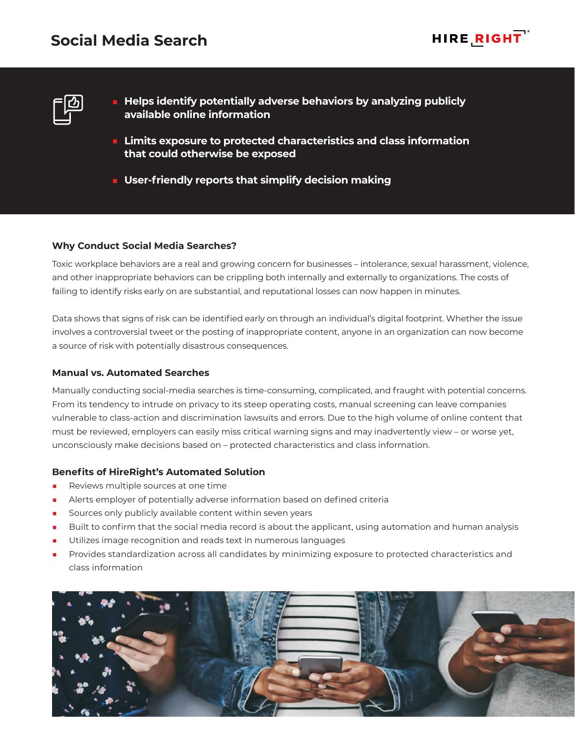# Social Media Search

HIRERIGHT

- **Helps identify potentially adverse behaviors by analyzing publicly available online information**
- **Limits exposure to protected characteristics and class information that could otherwise be exposed**
- **User-friendly reports that simplify decision making**

### Why Conduct Social Media Searches?

Toxic workplace behaviors are a real and growing concern for businesses – intolerance, sexual harassment, violence, and other inappropriate behaviors can be crippling both internally and externally to organizations. The costs of failing to identify risks early on are substantial, and reputational losses can now happen in minutes.

Data shows that signs of risk can be identified early on through an individual's digital footprint. Whether the issue involves a controversial tweet or the posting of inappropriate content, anyone in an organization can now become a source of risk with potentially disastrous consequences.

### Manual vs. Automated Searches

Manually conducting social-media searches is time-consuming, complicated, and fraught with potential concerns. From its tendency to intrude on privacy to its steep operating costs, manual screening can leave companies vulnerable to class-action and discrimination lawsuits and errors. Due to the high volume of online content that must be reviewed, employers can easily miss critical warning signs and may inadvertently view – or worse yet, unconsciously make decisions based on – protected characteristics and class information.

### Benefits of HireRight's Automated Solution

- Reviews multiple sources at one time
- Alerts employer of potentially adverse information based on defined criteria
- Sources only publicly available content within seven years
- Built to confirm that the social media record is about the applicant, using automation and human analysis
- Utilizes image recognition and reads text in numerous languages
- Provides standardization across all candidates by minimizing exposure to protected characteristics and class information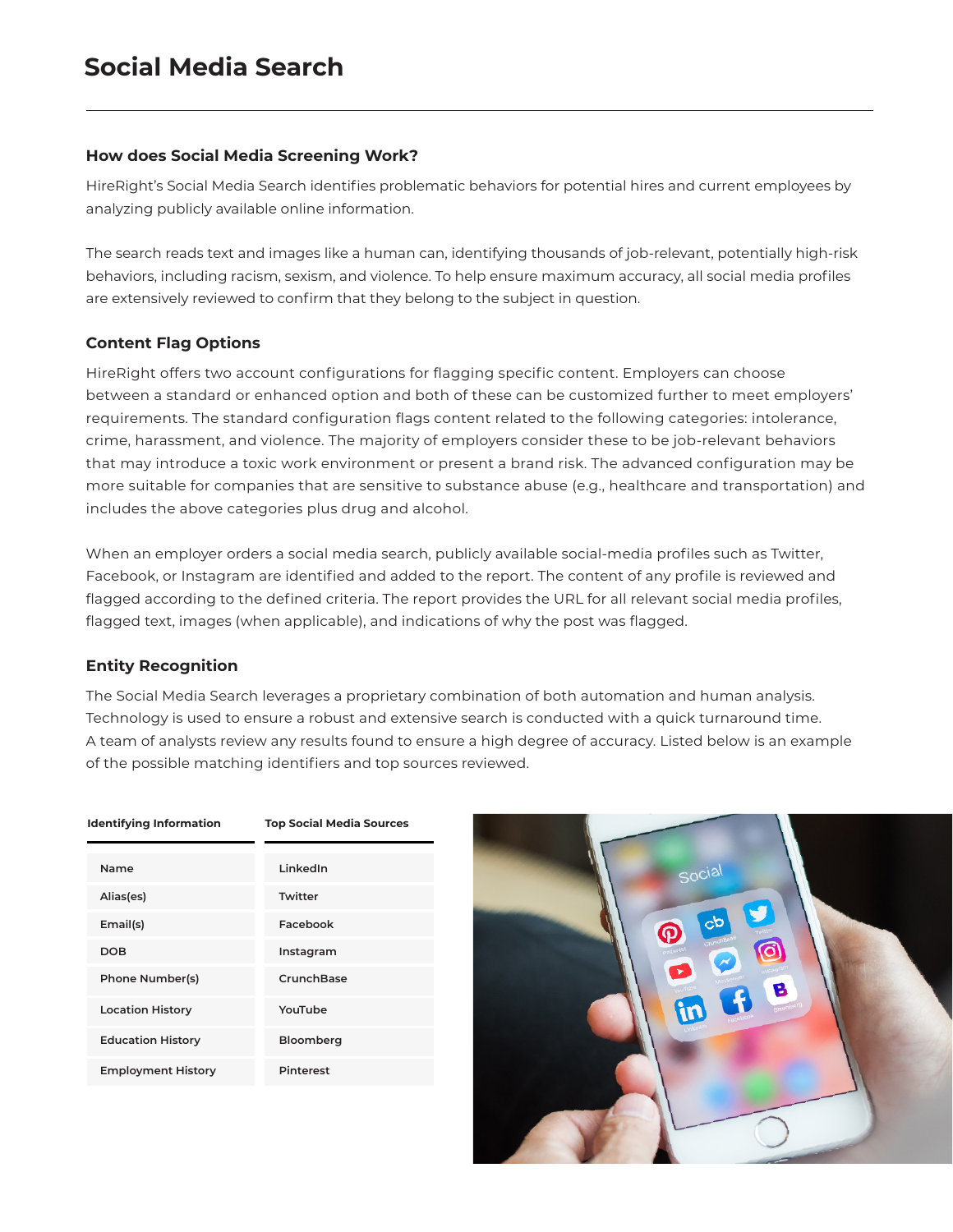# Social Media Search

### How does Social Media Screening Work?

HireRight's Social Media Search identifies problematic behaviors for potential hires and current employees by analyzing publicly available online information.

The search reads text and images like a human can, identifying thousands of job-relevant, potentially high-risk behaviors, including racism, sexism, and violence. To help ensure maximum accuracy, all social media profiles are extensively reviewed to confirm that they belong to the subject in question.

### Content Flag Options

HireRight offers two account configurations for flagging specific content. Employers can choose between a standard or enhanced option and both of these can be customized further to meet employers' requirements. The standard configuration flags content related to the following categories: intolerance, crime, harassment, and violence. The majority of employers consider these to be job-relevant behaviors that may introduce a toxic work environment or present a brand risk. The advanced configuration may be more suitable for companies that are sensitive to substance abuse (e.g., healthcare and transportation) and includes the above categories plus drug and alcohol.

When an employer orders a social media search, publicly available social-media profiles such as Twitter, Facebook, or Instagram are identified and added to the report. The content of any profile is reviewed and flagged according to the defined criteria. The report provides the URL for all relevant social media profiles, flagged text, images (when applicable), and indications of why the post was flagged.

### Entity Recognition

The Social Media Search leverages a proprietary combination of both automation and human analysis. Technology is used to ensure a robust and extensive search is conducted with a quick turnaround time. A team of analysts review any results found to ensure a high degree of accuracy. Listed below is an example of the possible matching identifiers and top sources reviewed.

| Identifying Information | Top Social Media Sources |
| --- | --- |
| Name | LinkedIn |
| Alias(es) | Twitter |
| Email(s) | Facebook |
| DOB | Instagram |
| Phone Number(s) | CrunchBase |
| Location History | YouTube |
| Education History | Bloomberg |
| Employment History | Pinterest |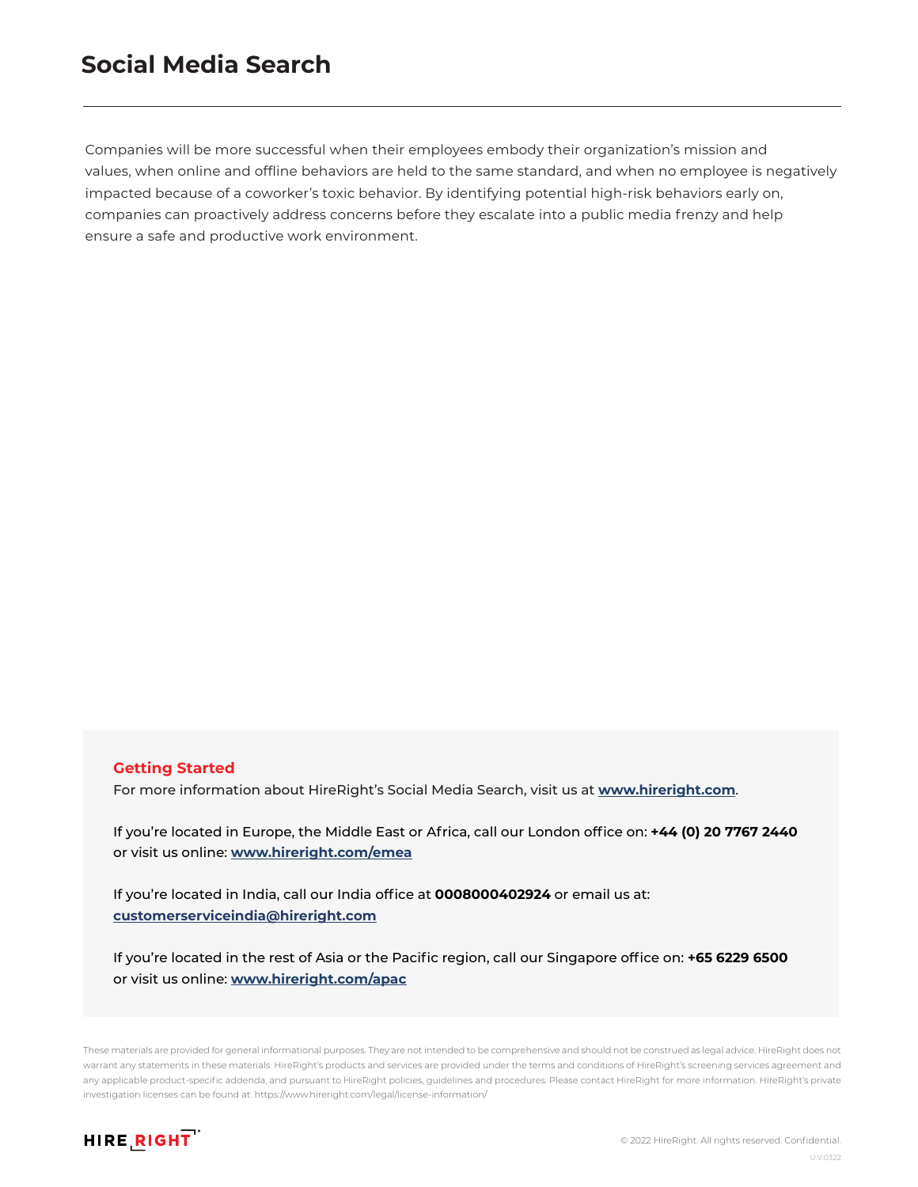## Social Media Search

Companies will be more successful when their employees embody their organization's mission and values, when online and offline behaviors are held to the same standard, and when no employee is negatively impacted because of a coworker's toxic behavior. By identifying potential high-risk behaviors early on, companies can proactively address concerns before they escalate into a public media frenzy and help ensure a safe and productive work environment.

### Getting Started

For more information about HireRight's Social Media Search, visit us at **www.hireright.com**.

If you're located in Europe, the Middle East or Africa, call our London office on: **+44 (0) 20 7767 2440** or visit us online: **www.hireright.com/emea**

If you're located in India, call our India office at **0008000402924** or email us at: **customerserviceindia@hireright.com**

If you're located in the rest of Asia or the Pacific region, call our Singapore office on: **+65 6229 6500** or visit us online: **www.hireright.com/apac**

These materials are provided for general informational purposes. They are not intended to be comprehensive and should not be construed as legal advice. HireRight does not warrant any statements in these materials. HireRight's products and services are provided under the terms and conditions of HireRight's screening services agreement and any applicable product-specific addenda, and pursuant to HireRight policies, guidelines and procedures. Please contact HireRight for more information. HireRight's private investigation licenses can be found at: https://www.hireright.com/legal/license-information/

HIRERIGHT

© 2022 HireRight. All rights reserved. Confidential.

U.V.0322